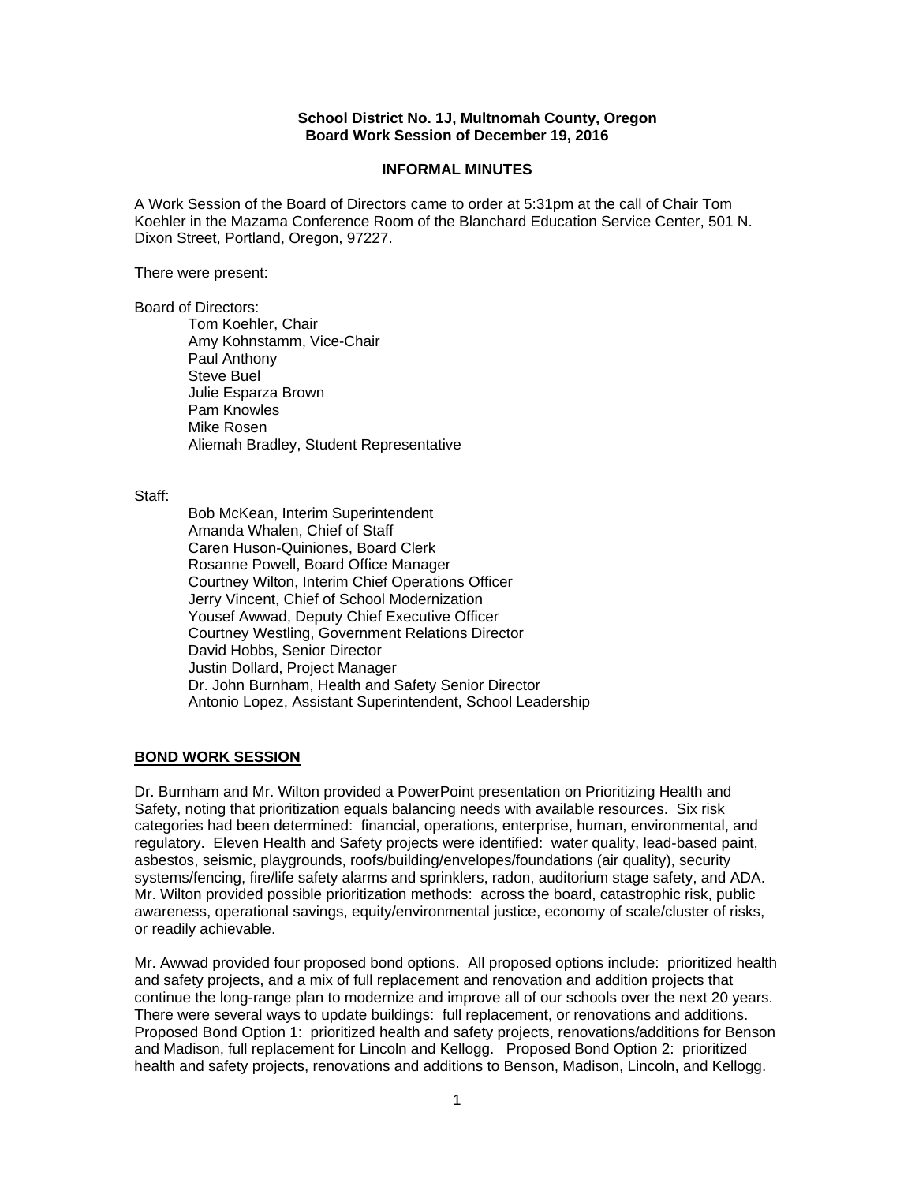**School District No. 1J, Multnomah County, Oregon**
**Board Work Session of December 19, 2016**

**INFORMAL MINUTES**

A Work Session of the Board of Directors came to order at 5:31pm at the call of Chair Tom Koehler in the Mazama Conference Room of the Blanchard Education Service Center, 501 N. Dixon Street, Portland, Oregon, 97227.

There were present:

Board of Directors:

- Tom Koehler, Chair
- Amy Kohnstamm, Vice-Chair
- Paul Anthony
- Steve Buel
- Julie Esparza Brown
- Pam Knowles
- Mike Rosen
- Aliemah Bradley, Student Representative

Staff:

- Bob McKean, Interim Superintendent
- Amanda Whalen, Chief of Staff
- Caren Huson-Quiniones, Board Clerk
- Rosanne Powell, Board Office Manager
- Courtney Wilton, Interim Chief Operations Officer
- Jerry Vincent, Chief of School Modernization
- Yousef Awwad, Deputy Chief Executive Officer
- Courtney Westling, Government Relations Director
- David Hobbs, Senior Director
- Justin Dollard, Project Manager
- Dr. John Burnham, Health and Safety Senior Director
- Antonio Lopez, Assistant Superintendent, School Leadership

**BOND WORK SESSION**

Dr. Burnham and Mr. Wilton provided a PowerPoint presentation on Prioritizing Health and Safety, noting that prioritization equals balancing needs with available resources. Six risk categories had been determined: financial, operations, enterprise, human, environmental, and regulatory. Eleven Health and Safety projects were identified: water quality, lead-based paint, asbestos, seismic, playgrounds, roofs/building/envelopes/foundations (air quality), security systems/fencing, fire/life safety alarms and sprinklers, radon, auditorium stage safety, and ADA. Mr. Wilton provided possible prioritization methods: across the board, catastrophic risk, public awareness, operational savings, equity/environmental justice, economy of scale/cluster of risks, or readily achievable.

Mr. Awwad provided four proposed bond options. All proposed options include: prioritized health and safety projects, and a mix of full replacement and renovation and addition projects that continue the long-range plan to modernize and improve all of our schools over the next 20 years. There were several ways to update buildings: full replacement, or renovations and additions. Proposed Bond Option 1: prioritized health and safety projects, renovations/additions for Benson and Madison, full replacement for Lincoln and Kellogg. Proposed Bond Option 2: prioritized health and safety projects, renovations and additions to Benson, Madison, Lincoln, and Kellogg.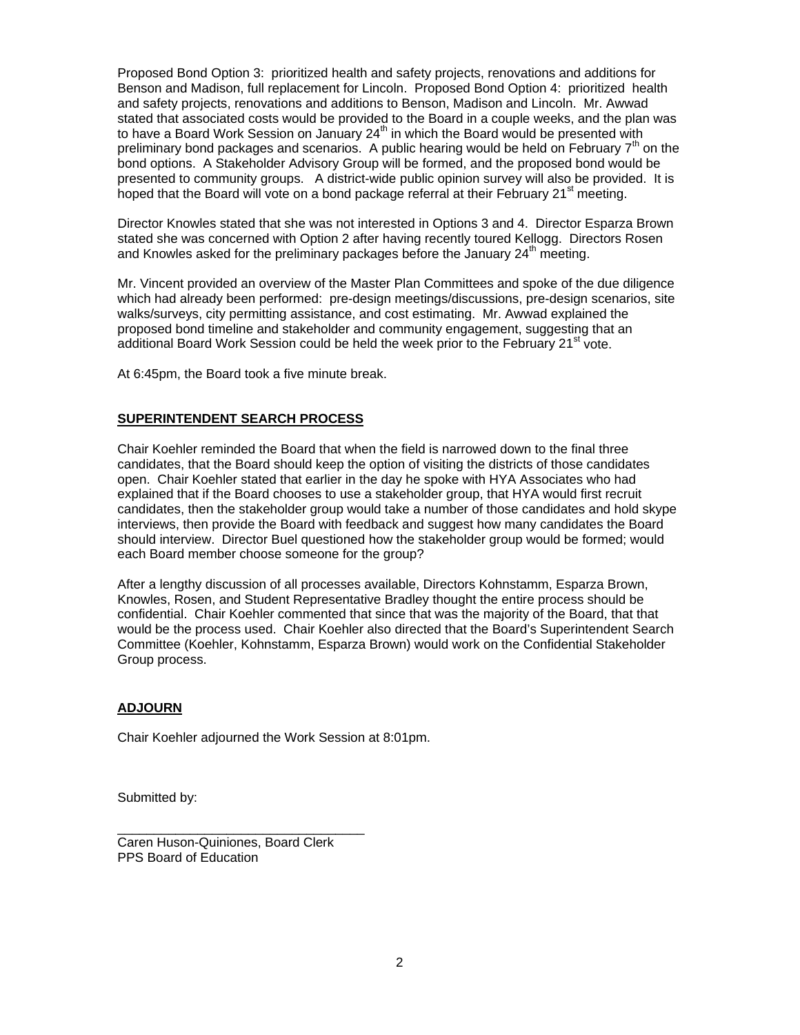Proposed Bond Option 3: prioritized health and safety projects, renovations and additions for Benson and Madison, full replacement for Lincoln. Proposed Bond Option 4: prioritized health and safety projects, renovations and additions to Benson, Madison and Lincoln. Mr. Awwad stated that associated costs would be provided to the Board in a couple weeks, and the plan was to have a Board Work Session on January 24th in which the Board would be presented with preliminary bond packages and scenarios. A public hearing would be held on February 7th on the bond options. A Stakeholder Advisory Group will be formed, and the proposed bond would be presented to community groups. A district-wide public opinion survey will also be provided. It is hoped that the Board will vote on a bond package referral at their February 21st meeting.

Director Knowles stated that she was not interested in Options 3 and 4. Director Esparza Brown stated she was concerned with Option 2 after having recently toured Kellogg. Directors Rosen and Knowles asked for the preliminary packages before the January 24th meeting.

Mr. Vincent provided an overview of the Master Plan Committees and spoke of the due diligence which had already been performed: pre-design meetings/discussions, pre-design scenarios, site walks/surveys, city permitting assistance, and cost estimating. Mr. Awwad explained the proposed bond timeline and stakeholder and community engagement, suggesting that an additional Board Work Session could be held the week prior to the February 21st vote.

At 6:45pm, the Board took a five minute break.

## SUPERINTENDENT SEARCH PROCESS

Chair Koehler reminded the Board that when the field is narrowed down to the final three candidates, that the Board should keep the option of visiting the districts of those candidates open. Chair Koehler stated that earlier in the day he spoke with HYA Associates who had explained that if the Board chooses to use a stakeholder group, that HYA would first recruit candidates, then the stakeholder group would take a number of those candidates and hold skype interviews, then provide the Board with feedback and suggest how many candidates the Board should interview. Director Buel questioned how the stakeholder group would be formed; would each Board member choose someone for the group?

After a lengthy discussion of all processes available, Directors Kohnstamm, Esparza Brown, Knowles, Rosen, and Student Representative Bradley thought the entire process should be confidential. Chair Koehler commented that since that was the majority of the Board, that that would be the process used. Chair Koehler also directed that the Board's Superintendent Search Committee (Koehler, Kohnstamm, Esparza Brown) would work on the Confidential Stakeholder Group process.

## ADJOURN

Chair Koehler adjourned the Work Session at 8:01pm.

Submitted by:

\_\_\_\_\_\_\_\_\_\_\_\_\_\_\_\_\_\_\_\_\_\_\_\_\_\_\_\_\_\_\_\_\_\_

Caren Huson-Quiniones, Board Clerk
PPS Board of Education